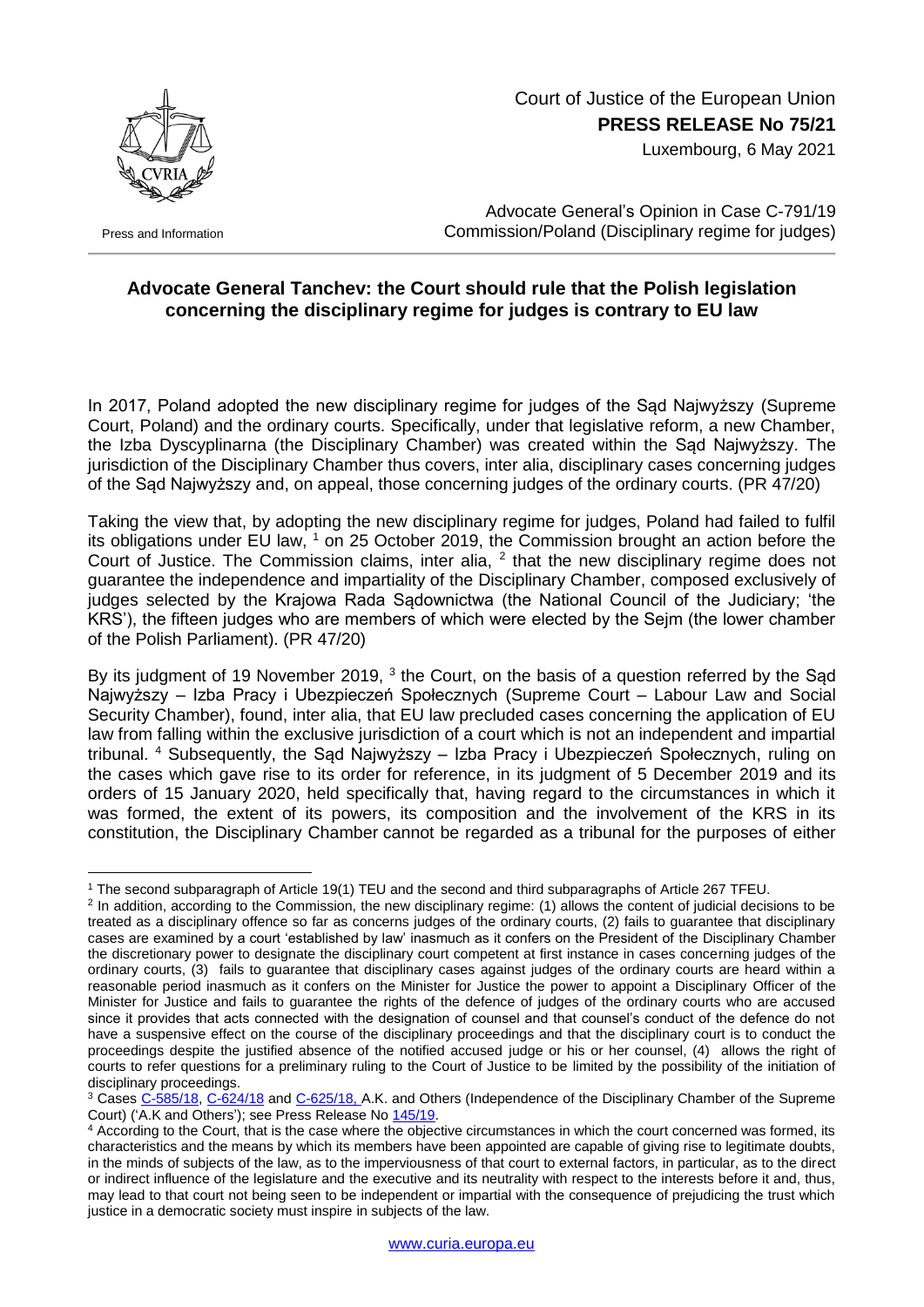Court of Justice of the European Union
**PRESS RELEASE No 75/21**
Luxembourg, 6 May 2021

Press and Information

Advocate General's Opinion in Case C-791/19
Commission/Poland (Disciplinary regime for judges)

## Advocate General Tanchev: the Court should rule that the Polish legislation concerning the disciplinary regime for judges is contrary to EU law

In 2017, Poland adopted the new disciplinary regime for judges of the Sąd Najwyższy (Supreme Court, Poland) and the ordinary courts. Specifically, under that legislative reform, a new Chamber, the Izba Dyscyplinarna (the Disciplinary Chamber) was created within the Sąd Najwyższy. The jurisdiction of the Disciplinary Chamber thus covers, inter alia, disciplinary cases concerning judges of the Sąd Najwyższy and, on appeal, those concerning judges of the ordinary courts. (PR 47/20)

Taking the view that, by adopting the new disciplinary regime for judges, Poland had failed to fulfil its obligations under EU law, [1] on 25 October 2019, the Commission brought an action before the Court of Justice. The Commission claims, inter alia, [2] that the new disciplinary regime does not guarantee the independence and impartiality of the Disciplinary Chamber, composed exclusively of judges selected by the Krajowa Rada Sądownictwa (the National Council of the Judiciary; 'the KRS'), the fifteen judges who are members of which were elected by the Sejm (the lower chamber of the Polish Parliament). (PR 47/20)

By its judgment of 19 November 2019, [3] the Court, on the basis of a question referred by the Sąd Najwyższy – Izba Pracy i Ubezpieczeń Społecznych (Supreme Court – Labour Law and Social Security Chamber), found, inter alia, that EU law precluded cases concerning the application of EU law from falling within the exclusive jurisdiction of a court which is not an independent and impartial tribunal. [4] Subsequently, the Sąd Najwyższy – Izba Pracy i Ubezpieczeń Społecznych, ruling on the cases which gave rise to its order for reference, in its judgment of 5 December 2019 and its orders of 15 January 2020, held specifically that, having regard to the circumstances in which it was formed, the extent of its powers, its composition and the involvement of the KRS in its constitution, the Disciplinary Chamber cannot be regarded as a tribunal for the purposes of either

---

[1] The second subparagraph of Article 19(1) TEU and the second and third subparagraphs of Article 267 TFEU.

[2] In addition, according to the Commission, the new disciplinary regime: (1) allows the content of judicial decisions to be treated as a disciplinary offence so far as concerns judges of the ordinary courts, (2) fails to guarantee that disciplinary cases are examined by a court 'established by law' inasmuch as it confers on the President of the Disciplinary Chamber the discretionary power to designate the disciplinary court competent at first instance in cases concerning judges of the ordinary courts, (3) fails to guarantee that disciplinary cases against judges of the ordinary courts are heard within a reasonable period inasmuch as it confers on the Minister for Justice the power to appoint a Disciplinary Officer of the Minister for Justice and fails to guarantee the rights of the defence of judges of the ordinary courts who are accused since it provides that acts connected with the designation of counsel and that counsel's conduct of the defence do not have a suspensive effect on the course of the disciplinary proceedings and that the disciplinary court is to conduct the proceedings despite the justified absence of the notified accused judge or his or her counsel, (4) allows the right of courts to refer questions for a preliminary ruling to the Court of Justice to be limited by the possibility of the initiation of disciplinary proceedings.

[3] Cases C-585/18, C-624/18 and C-625/18, A.K. and Others (Independence of the Disciplinary Chamber of the Supreme Court) ('A.K and Others'); see Press Release No 145/19.

[4] According to the Court, that is the case where the objective circumstances in which the court concerned was formed, its characteristics and the means by which its members have been appointed are capable of giving rise to legitimate doubts, in the minds of subjects of the law, as to the imperviousness of that court to external factors, in particular, as to the direct or indirect influence of the legislature and the executive and its neutrality with respect to the interests before it and, thus, may lead to that court not being seen to be independent or impartial with the consequence of prejudicing the trust which justice in a democratic society must inspire in subjects of the law.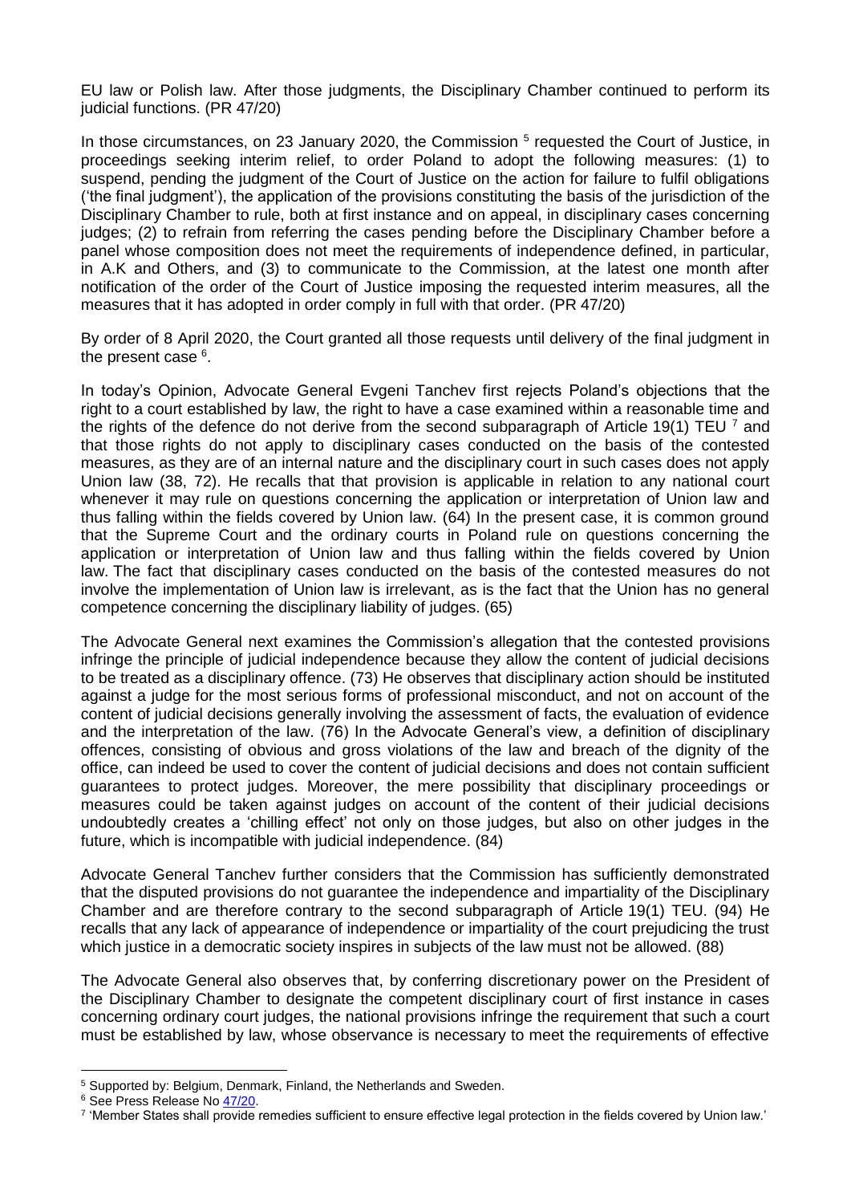EU law or Polish law. After those judgments, the Disciplinary Chamber continued to perform its judicial functions. (PR 47/20)

In those circumstances, on 23 January 2020, the Commission [5] requested the Court of Justice, in proceedings seeking interim relief, to order Poland to adopt the following measures: (1) to suspend, pending the judgment of the Court of Justice on the action for failure to fulfil obligations ('the final judgment'), the application of the provisions constituting the basis of the jurisdiction of the Disciplinary Chamber to rule, both at first instance and on appeal, in disciplinary cases concerning judges; (2) to refrain from referring the cases pending before the Disciplinary Chamber before a panel whose composition does not meet the requirements of independence defined, in particular, in A.K and Others, and (3) to communicate to the Commission, at the latest one month after notification of the order of the Court of Justice imposing the requested interim measures, all the measures that it has adopted in order comply in full with that order. (PR 47/20)

By order of 8 April 2020, the Court granted all those requests until delivery of the final judgment in the present case [6].

In today's Opinion, Advocate General Evgeni Tanchev first rejects Poland's objections that the right to a court established by law, the right to have a case examined within a reasonable time and the rights of the defence do not derive from the second subparagraph of Article 19(1) TEU [7] and that those rights do not apply to disciplinary cases conducted on the basis of the contested measures, as they are of an internal nature and the disciplinary court in such cases does not apply Union law (38, 72). He recalls that that provision is applicable in relation to any national court whenever it may rule on questions concerning the application or interpretation of Union law and thus falling within the fields covered by Union law. (64) In the present case, it is common ground that the Supreme Court and the ordinary courts in Poland rule on questions concerning the application or interpretation of Union law and thus falling within the fields covered by Union law. The fact that disciplinary cases conducted on the basis of the contested measures do not involve the implementation of Union law is irrelevant, as is the fact that the Union has no general competence concerning the disciplinary liability of judges. (65)

The Advocate General next examines the Commission's allegation that the contested provisions infringe the principle of judicial independence because they allow the content of judicial decisions to be treated as a disciplinary offence. (73) He observes that disciplinary action should be instituted against a judge for the most serious forms of professional misconduct, and not on account of the content of judicial decisions generally involving the assessment of facts, the evaluation of evidence and the interpretation of the law. (76) In the Advocate General's view, a definition of disciplinary offences, consisting of obvious and gross violations of the law and breach of the dignity of the office, can indeed be used to cover the content of judicial decisions and does not contain sufficient guarantees to protect judges. Moreover, the mere possibility that disciplinary proceedings or measures could be taken against judges on account of the content of their judicial decisions undoubtedly creates a 'chilling effect' not only on those judges, but also on other judges in the future, which is incompatible with judicial independence. (84)

Advocate General Tanchev further considers that the Commission has sufficiently demonstrated that the disputed provisions do not guarantee the independence and impartiality of the Disciplinary Chamber and are therefore contrary to the second subparagraph of Article 19(1) TEU. (94) He recalls that any lack of appearance of independence or impartiality of the court prejudicing the trust which justice in a democratic society inspires in subjects of the law must not be allowed. (88)

The Advocate General also observes that, by conferring discretionary power on the President of the Disciplinary Chamber to designate the competent disciplinary court of first instance in cases concerning ordinary court judges, the national provisions infringe the requirement that such a court must be established by law, whose observance is necessary to meet the requirements of effective

---

[5] Supported by: Belgium, Denmark, Finland, the Netherlands and Sweden.

[6] See Press Release No 47/20.

[7] 'Member States shall provide remedies sufficient to ensure effective legal protection in the fields covered by Union law.'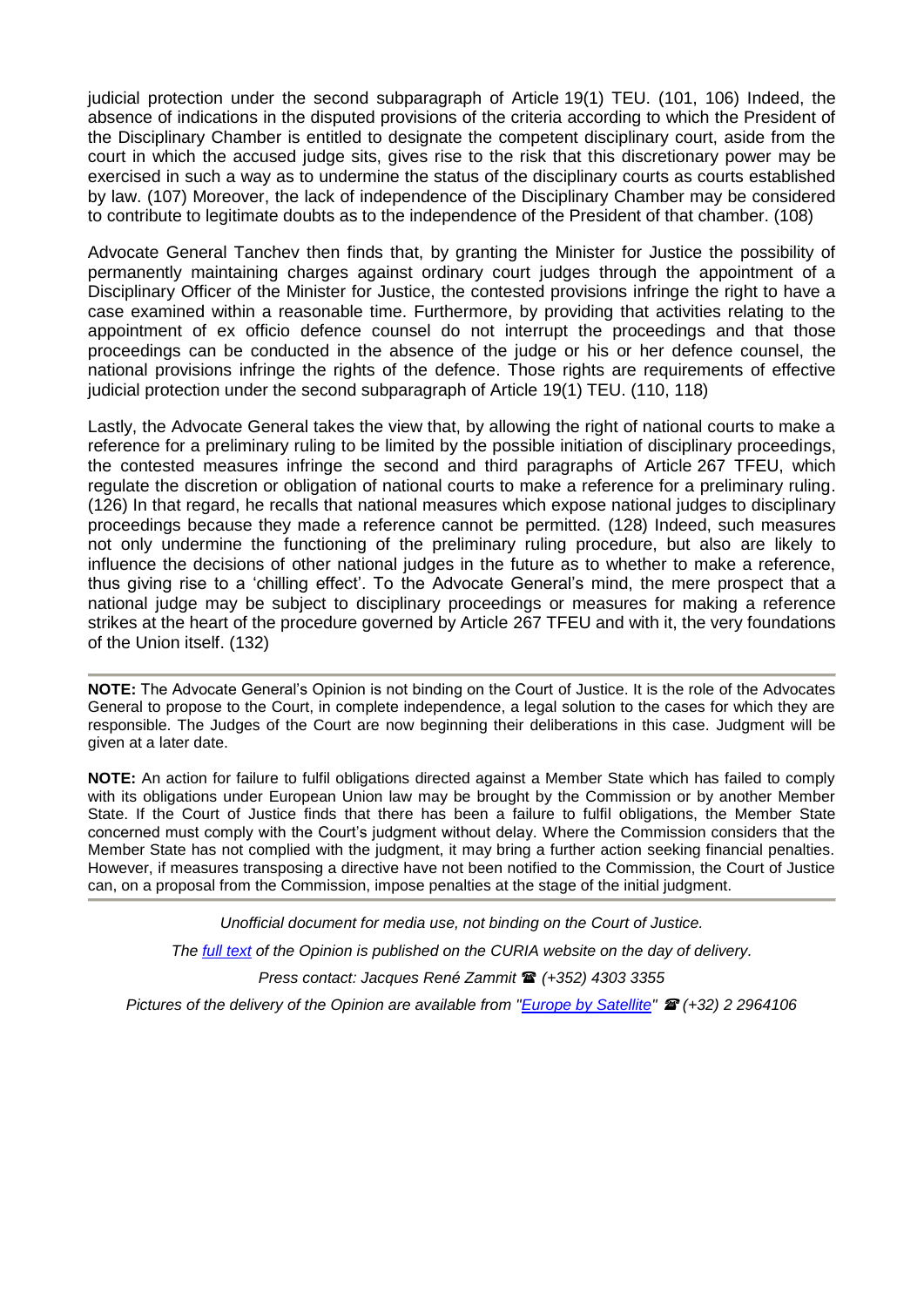judicial protection under the second subparagraph of Article 19(1) TEU. (101, 106) Indeed, the absence of indications in the disputed provisions of the criteria according to which the President of the Disciplinary Chamber is entitled to designate the competent disciplinary court, aside from the court in which the accused judge sits, gives rise to the risk that this discretionary power may be exercised in such a way as to undermine the status of the disciplinary courts as courts established by law. (107) Moreover, the lack of independence of the Disciplinary Chamber may be considered to contribute to legitimate doubts as to the independence of the President of that chamber. (108)

Advocate General Tanchev then finds that, by granting the Minister for Justice the possibility of permanently maintaining charges against ordinary court judges through the appointment of a Disciplinary Officer of the Minister for Justice, the contested provisions infringe the right to have a case examined within a reasonable time. Furthermore, by providing that activities relating to the appointment of ex officio defence counsel do not interrupt the proceedings and that those proceedings can be conducted in the absence of the judge or his or her defence counsel, the national provisions infringe the rights of the defence. Those rights are requirements of effective judicial protection under the second subparagraph of Article 19(1) TEU. (110, 118)

Lastly, the Advocate General takes the view that, by allowing the right of national courts to make a reference for a preliminary ruling to be limited by the possible initiation of disciplinary proceedings, the contested measures infringe the second and third paragraphs of Article 267 TFEU, which regulate the discretion or obligation of national courts to make a reference for a preliminary ruling. (126) In that regard, he recalls that national measures which expose national judges to disciplinary proceedings because they made a reference cannot be permitted. (128) Indeed, such measures not only undermine the functioning of the preliminary ruling procedure, but also are likely to influence the decisions of other national judges in the future as to whether to make a reference, thus giving rise to a 'chilling effect'. To the Advocate General's mind, the mere prospect that a national judge may be subject to disciplinary proceedings or measures for making a reference strikes at the heart of the procedure governed by Article 267 TFEU and with it, the very foundations of the Union itself. (132)

---

**NOTE:** The Advocate General's Opinion is not binding on the Court of Justice. It is the role of the Advocates General to propose to the Court, in complete independence, a legal solution to the cases for which they are responsible. The Judges of the Court are now beginning their deliberations in this case. Judgment will be given at a later date.

**NOTE:** An action for failure to fulfil obligations directed against a Member State which has failed to comply with its obligations under European Union law may be brought by the Commission or by another Member State. If the Court of Justice finds that there has been a failure to fulfil obligations, the Member State concerned must comply with the Court's judgment without delay. Where the Commission considers that the Member State has not complied with the judgment, it may bring a further action seeking financial penalties. However, if measures transposing a directive have not been notified to the Commission, the Court of Justice can, on a proposal from the Commission, impose penalties at the stage of the initial judgment.

---

*Unofficial document for media use, not binding on the Court of Justice.*

*The full text of the Opinion is published on the CURIA website on the day of delivery.*

*Press contact: Jacques René Zammit ☎ (+352) 4303 3355*

*Pictures of the delivery of the Opinion are available from "Europe by Satellite" ☎ (+32) 2 2964106*